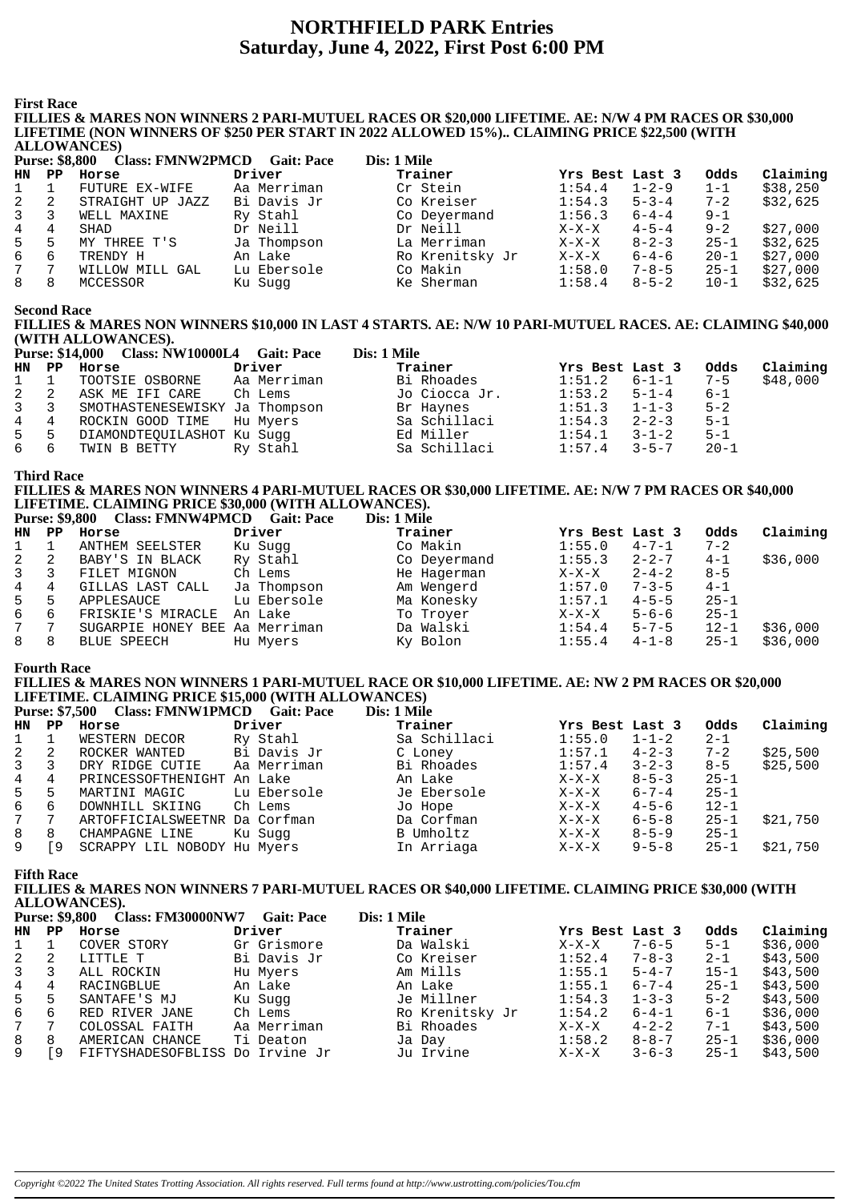# NORTHFIELD PARK Entries
## Saturday, June 4, 2022, First Post 6:00 PM

### First Race

**FILLIES & MARES NON WINNERS 2 PARI-MUTUEL RACES OR $20,000 LIFETIME. AE: N/W 4 PM RACES OR $30,000 LIFETIME (NON WINNERS OF $250 PER START IN 2022 ALLOWED 15%).. CLAIMING PRICE $22,500 (WITH ALLOWANCES)**

**Purse: $8,800 Class: FMNW2PMCD Gait: Pace Dis: 1 Mile**

| HN | PP | Horse | Driver | Trainer | Yrs Best | Last 3 | Odds | Claiming |
|---|---|---|---|---|---|---|---|---|
| 1 | 1 | FUTURE EX-WIFE | Aa Merriman | Cr Stein | 1:54.4 | 1-2-9 | 1-1 | $38,250 |
| 2 | 2 | STRAIGHT UP JAZZ | Bi Davis Jr | Co Kreiser | 1:54.3 | 5-3-4 | 7-2 | $32,625 |
| 3 | 3 | WELL MAXINE | Ry Stahl | Co Deyermand | 1:56.3 | 6-4-4 | 9-1 | |
| 4 | 4 | SHAD | Dr Neill | Dr Neill | X-X-X | 4-5-4 | 9-2 | $27,000 |
| 5 | 5 | MY THREE T'S | Ja Thompson | La Merriman | X-X-X | 8-2-3 | 25-1 | $32,625 |
| 6 | 6 | TRENDY H | An Lake | Ro Krenitsky Jr | X-X-X | 6-4-6 | 20-1 | $27,000 |
| 7 | 7 | WILLOW MILL GAL | Lu Ebersole | Co Makin | 1:58.0 | 7-8-5 | 25-1 | $27,000 |
| 8 | 8 | MCCESSOR | Ku Sugg | Ke Sherman | 1:58.4 | 8-5-2 | 10-1 | $32,625 |

### Second Race

**FILLIES & MARES NON WINNERS $10,000 IN LAST 4 STARTS. AE: N/W 10 PARI-MUTUEL RACES. AE: CLAIMING $40,000 (WITH ALLOWANCES).**

**Purse: $14,000 Class: NW10000L4 Gait: Pace Dis: 1 Mile**

| HN | PP | Horse | Driver | Trainer | Yrs Best | Last 3 | Odds | Claiming |
|---|---|---|---|---|---|---|---|---|
| 1 | 1 | TOOTSIE OSBORNE | Aa Merriman | Bi Rhoades | 1:51.2 | 6-1-1 | 7-5 | $48,000 |
| 2 | 2 | ASK ME IFI CARE | Ch Lems | Jo Ciocca Jr. | 1:53.2 | 5-1-4 | 6-1 | |
| 3 | 3 | SMOTHASTENESEWISKY | Ja Thompson | Br Haynes | 1:51.3 | 1-1-3 | 5-2 | |
| 4 | 4 | ROCKIN GOOD TIME | Hu Myers | Sa Schillaci | 1:54.3 | 2-2-3 | 5-1 | |
| 5 | 5 | DIAMONDTEQUILASHOT | Ku Sugg | Ed Miller | 1:54.1 | 3-1-2 | 5-1 | |
| 6 | 6 | TWIN B BETTY | Ry Stahl | Sa Schillaci | 1:57.4 | 3-5-7 | 20-1 | |

### Third Race

**FILLIES & MARES NON WINNERS 4 PARI-MUTUEL RACES OR $30,000 LIFETIME. AE: N/W 7 PM RACES OR $40,000 LIFETIME. CLAIMING PRICE $30,000 (WITH ALLOWANCES).**

**Purse: $9,800 Class: FMNW4PMCD Gait: Pace Dis: 1 Mile**

| HN | PP | Horse | Driver | Trainer | Yrs Best | Last 3 | Odds | Claiming |
|---|---|---|---|---|---|---|---|---|
| 1 | 1 | ANTHEM SEELSTER | Ku Sugg | Co Makin | 1:55.0 | 4-7-1 | 7-2 | |
| 2 | 2 | BABY'S IN BLACK | Ry Stahl | Co Deyermand | 1:55.3 | 2-2-7 | 4-1 | $36,000 |
| 3 | 3 | FILET MIGNON | Ch Lems | He Hagerman | X-X-X | 2-4-2 | 8-5 | |
| 4 | 4 | GILLAS LAST CALL | Ja Thompson | Am Wengerd | 1:57.0 | 7-3-5 | 4-1 | |
| 5 | 5 | APPLESAUCE | Lu Ebersole | Ma Konesky | 1:57.1 | 4-5-5 | 25-1 | |
| 6 | 6 | FRISKIE'S MIRACLE | An Lake | To Troyer | X-X-X | 5-6-6 | 25-1 | |
| 7 | 7 | SUGARPIE HONEY BEE | Aa Merriman | Da Walski | 1:54.4 | 5-7-5 | 12-1 | $36,000 |
| 8 | 8 | BLUE SPEECH | Hu Myers | Ky Bolon | 1:55.4 | 4-1-8 | 25-1 | $36,000 |

### Fourth Race

**FILLIES & MARES NON WINNERS 1 PARI-MUTUEL RACE OR $10,000 LIFETIME. AE: NW 2 PM RACES OR $20,000 LIFETIME. CLAIMING PRICE $15,000 (WITH ALLOWANCES)**

**Purse: $7,500 Class: FMNW1PMCD Gait: Pace Dis: 1 Mile**

| HN | PP | Horse | Driver | Trainer | Yrs Best | Last 3 | Odds | Claiming |
|---|---|---|---|---|---|---|---|---|
| 1 | 1 | WESTERN DECOR | Ry Stahl | Sa Schillaci | 1:55.0 | 1-1-2 | 2-1 | |
| 2 | 2 | ROCKER WANTED | Bi Davis Jr | C Loney | 1:57.1 | 4-2-3 | 7-2 | $25,500 |
| 3 | 3 | DRY RIDGE CUTIE | Aa Merriman | Bi Rhoades | 1:57.4 | 3-2-3 | 8-5 | $25,500 |
| 4 | 4 | PRINCESSOFTHENIGHT | An Lake | An Lake | X-X-X | 8-5-3 | 25-1 | |
| 5 | 5 | MARTINI MAGIC | Lu Ebersole | Je Ebersole | X-X-X | 6-7-4 | 25-1 | |
| 6 | 6 | DOWNHILL SKIING | Ch Lems | Jo Hope | X-X-X | 4-5-6 | 12-1 | |
| 7 | 7 | ARTOFFICIALSWEETNR | Da Corfman | Da Corfman | X-X-X | 6-5-8 | 25-1 | $21,750 |
| 8 | 8 | CHAMPAGNE LINE | Ku Sugg | B Umholtz | X-X-X | 8-5-9 | 25-1 | |
| 9 | [9 | SCRAPPY LIL NOBODY | Hu Myers | In Arriaga | X-X-X | 9-5-8 | 25-1 | $21,750 |

### Fifth Race

**FILLIES & MARES NON WINNERS 7 PARI-MUTUEL RACES OR $40,000 LIFETIME. CLAIMING PRICE $30,000 (WITH ALLOWANCES).**

**Purse: $9,800 Class: FM30000NW7 Gait: Pace Dis: 1 Mile**

| HN | PP | Horse | Driver | Trainer | Yrs Best | Last 3 | Odds | Claiming |
|---|---|---|---|---|---|---|---|---|
| 1 | 1 | COVER STORY | Gr Grismore | Da Walski | X-X-X | 7-6-5 | 5-1 | $36,000 |
| 2 | 2 | LITTLE T | Bi Davis Jr | Co Kreiser | 1:52.4 | 7-8-3 | 2-1 | $43,500 |
| 3 | 3 | ALL ROCKIN | Hu Myers | Am Mills | 1:55.1 | 5-4-7 | 15-1 | $43,500 |
| 4 | 4 | RACINGBLUE | An Lake | An Lake | 1:55.1 | 6-7-4 | 25-1 | $43,500 |
| 5 | 5 | SANTAFE'S MJ | Ku Sugg | Je Millner | 1:54.3 | 1-3-3 | 5-2 | $43,500 |
| 6 | 6 | RED RIVER JANE | Ch Lems | Ro Krenitsky Jr | 1:54.2 | 6-4-1 | 6-1 | $36,000 |
| 7 | 7 | COLOSSAL FAITH | Aa Merriman | Bi Rhoades | X-X-X | 4-2-2 | 7-1 | $43,500 |
| 8 | 8 | AMERICAN CHANCE | Ti Deaton | Ja Day | 1:58.2 | 8-8-7 | 25-1 | $36,000 |
| 9 | [9 | FIFTYSHADESOFBLISS | Do Irvine Jr | Ju Irvine | X-X-X | 3-6-3 | 25-1 | $43,500 |

*Copyright ©2022 The United States Trotting Association. All rights reserved. Full terms found at http://www.ustrotting.com/policies/Tou.cfm*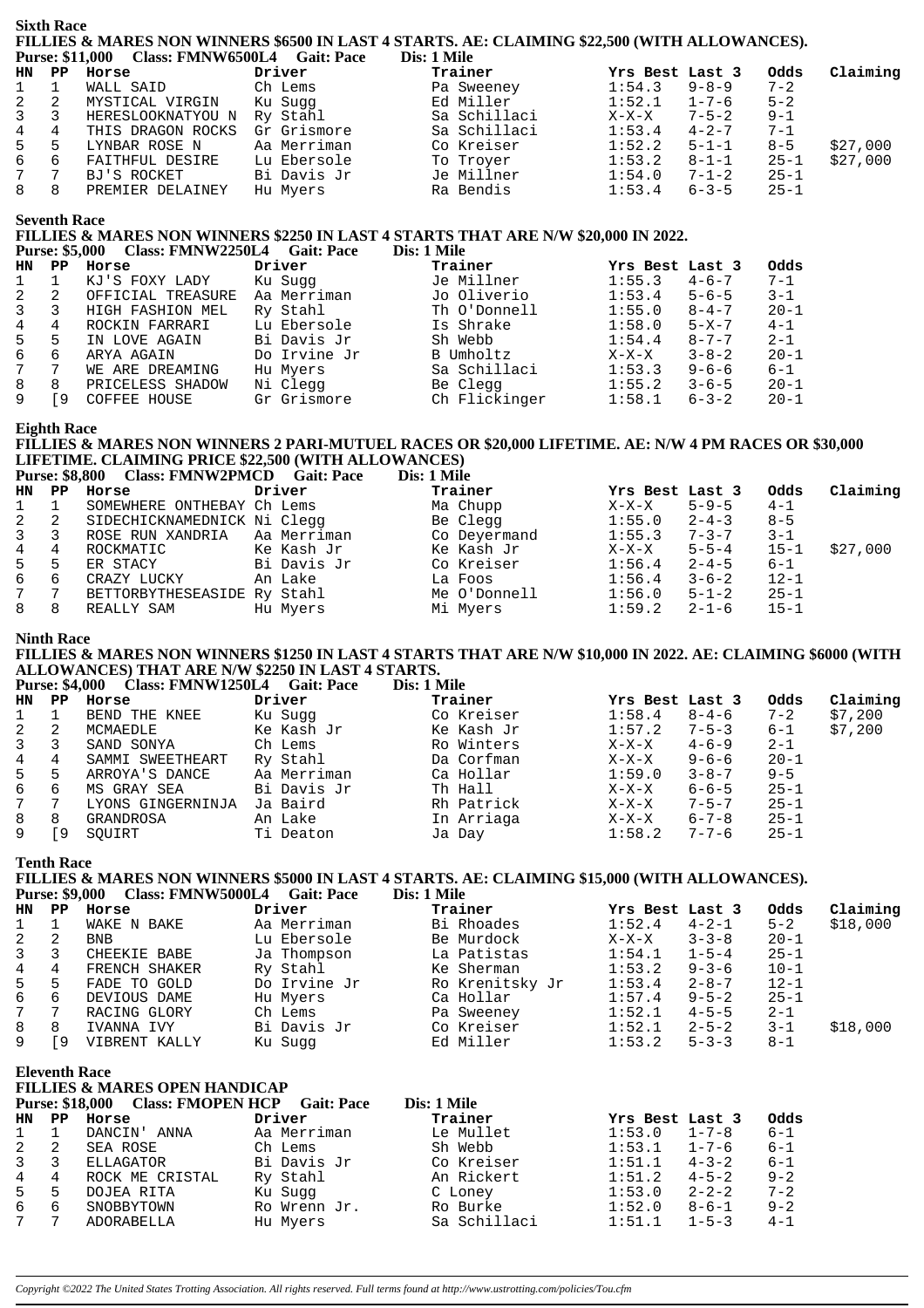## Sixth Race

**FILLIES & MARES NON WINNERS $6500 IN LAST 4 STARTS. AE: CLAIMING $22,500 (WITH ALLOWANCES).**

**Purse: $11,000 Class: FMNW6500L4 Gait: Pace Dis: 1 Mile**

| HN | PP | Horse | Driver | Trainer | Yrs Best | Last 3 | Odds | Claiming |
|---|---|---|---|---|---|---|---|---|
| 1 | 1 | WALL SAID | Ch Lems | Pa Sweeney | 1:54.3 | 9-8-9 | 7-2 | |
| 2 | 2 | MYSTICAL VIRGIN | Ku Sugg | Ed Miller | 1:52.1 | 1-7-6 | 5-2 | |
| 3 | 3 | HERESLOOKNATYOU N | Ry Stahl | Sa Schillaci | X-X-X | 7-5-2 | 9-1 | |
| 4 | 4 | THIS DRAGON ROCKS | Gr Grismore | Sa Schillaci | 1:53.4 | 4-2-7 | 7-1 | |
| 5 | 5 | LYNBAR ROSE N | Aa Merriman | Co Kreiser | 1:52.2 | 5-1-1 | 8-5 | $27,000 |
| 6 | 6 | FAITHFUL DESIRE | Lu Ebersole | To Troyer | 1:53.2 | 8-1-1 | 25-1 | $27,000 |
| 7 | 7 | BJ'S ROCKET | Bi Davis Jr | Je Millner | 1:54.0 | 7-1-2 | 25-1 | |
| 8 | 8 | PREMIER DELAINEY | Hu Myers | Ra Bendis | 1:53.4 | 6-3-5 | 25-1 | |

## Seventh Race

**FILLIES & MARES NON WINNERS $2250 IN LAST 4 STARTS THAT ARE N/W $20,000 IN 2022.**

**Purse: $5,000 Class: FMNW2250L4 Gait: Pace Dis: 1 Mile**

| HN | PP | Horse | Driver | Trainer | Yrs Best | Last 3 | Odds |
|---|---|---|---|---|---|---|---|
| 1 | 1 | KJ'S FOXY LADY | Ku Sugg | Je Millner | 1:55.3 | 4-6-7 | 7-1 |
| 2 | 2 | OFFICIAL TREASURE | Aa Merriman | Jo Oliverio | 1:53.4 | 5-6-5 | 3-1 |
| 3 | 3 | HIGH FASHION MEL | Ry Stahl | Th O'Donnell | 1:55.0 | 8-4-7 | 20-1 |
| 4 | 4 | ROCKIN FARRARI | Lu Ebersole | Is Shrake | 1:58.0 | 5-X-7 | 4-1 |
| 5 | 5 | IN LOVE AGAIN | Bi Davis Jr | Sh Webb | 1:54.4 | 8-7-7 | 2-1 |
| 6 | 6 | ARYA AGAIN | Do Irvine Jr | B Umholtz | X-X-X | 3-8-2 | 20-1 |
| 7 | 7 | WE ARE DREAMING | Hu Myers | Sa Schillaci | 1:53.3 | 9-6-6 | 6-1 |
| 8 | 8 | PRICELESS SHADOW | Ni Clegg | Be Clegg | 1:55.2 | 3-6-5 | 20-1 |
| 9 | [9 | COFFEE HOUSE | Gr Grismore | Ch Flickinger | 1:58.1 | 6-3-2 | 20-1 |

## Eighth Race

**FILLIES & MARES NON WINNERS 2 PARI-MUTUEL RACES OR $20,000 LIFETIME. AE: N/W 4 PM RACES OR $30,000 LIFETIME. CLAIMING PRICE $22,500 (WITH ALLOWANCES)**

**Purse: $8,800 Class: FMNW2PMCD Gait: Pace Dis: 1 Mile**

| HN | PP | Horse | Driver | Trainer | Yrs Best | Last 3 | Odds | Claiming |
|---|---|---|---|---|---|---|---|---|
| 1 | 1 | SOMEWHERE ONTHEBAY | Ch Lems | Ma Chupp | X-X-X | 5-9-5 | 4-1 | |
| 2 | 2 | SIDECHICKNAMEDNICK | Ni Clegg | Be Clegg | 1:55.0 | 2-4-3 | 8-5 | |
| 3 | 3 | ROSE RUN XANDRIA | Aa Merriman | Co Deyermand | 1:55.3 | 7-3-7 | 3-1 | |
| 4 | 4 | ROCKMATIC | Ke Kash Jr | Ke Kash Jr | X-X-X | 5-5-4 | 15-1 | $27,000 |
| 5 | 5 | ER STACY | Bi Davis Jr | Co Kreiser | 1:56.4 | 2-4-5 | 6-1 | |
| 6 | 6 | CRAZY LUCKY | An Lake | La Foos | 1:56.4 | 3-6-2 | 12-1 | |
| 7 | 7 | BETTORBYTHESEASIDE | Ry Stahl | Me O'Donnell | 1:56.0 | 5-1-2 | 25-1 | |
| 8 | 8 | REALLY SAM | Hu Myers | Mi Myers | 1:59.2 | 2-1-6 | 15-1 | |

## Ninth Race

**FILLIES & MARES NON WINNERS $1250 IN LAST 4 STARTS THAT ARE N/W $10,000 IN 2022. AE: CLAIMING $6000 (WITH ALLOWANCES) THAT ARE N/W $2250 IN LAST 4 STARTS.**

**Purse: $4,000 Class: FMNW1250L4 Gait: Pace Dis: 1 Mile**

| HN | PP | Horse | Driver | Trainer | Yrs Best | Last 3 | Odds | Claiming |
|---|---|---|---|---|---|---|---|---|
| 1 | 1 | BEND THE KNEE | Ku Sugg | Co Kreiser | 1:58.4 | 8-4-6 | 7-2 | $7,200 |
| 2 | 2 | MCMAEDLE | Ke Kash Jr | Ke Kash Jr | 1:57.2 | 7-5-3 | 6-1 | $7,200 |
| 3 | 3 | SAND SONYA | Ch Lems | Ro Winters | X-X-X | 4-6-9 | 2-1 | |
| 4 | 4 | SAMMI SWEETHEART | Ry Stahl | Da Corfman | X-X-X | 9-6-6 | 20-1 | |
| 5 | 5 | ARROYA'S DANCE | Aa Merriman | Ca Hollar | 1:59.0 | 3-8-7 | 9-5 | |
| 6 | 6 | MS GRAY SEA | Bi Davis Jr | Th Hall | X-X-X | 6-6-5 | 25-1 | |
| 7 | 7 | LYONS GINGERNINJA | Ja Baird | Rh Patrick | X-X-X | 7-5-7 | 25-1 | |
| 8 | 8 | GRANDROSA | An Lake | In Arriaga | X-X-X | 6-7-8 | 25-1 | |
| 9 | [9 | SQUIRT | Ti Deaton | Ja Day | 1:58.2 | 7-7-6 | 25-1 | |

## Tenth Race

**FILLIES & MARES NON WINNERS $5000 IN LAST 4 STARTS. AE: CLAIMING $15,000 (WITH ALLOWANCES).**

**Purse: $9,000 Class: FMNW5000L4 Gait: Pace Dis: 1 Mile**

| HN | PP | Horse | Driver | Trainer | Yrs Best | Last 3 | Odds | Claiming |
|---|---|---|---|---|---|---|---|---|
| 1 | 1 | WAKE N BAKE | Aa Merriman | Bi Rhoades | 1:52.4 | 4-2-1 | 5-2 | $18,000 |
| 2 | 2 | BNB | Lu Ebersole | Be Murdock | X-X-X | 3-3-8 | 20-1 | |
| 3 | 3 | CHEEKIE BABE | Ja Thompson | La Patistas | 1:54.1 | 1-5-4 | 25-1 | |
| 4 | 4 | FRENCH SHAKER | Ry Stahl | Ke Sherman | 1:53.2 | 9-3-6 | 10-1 | |
| 5 | 5 | FADE TO GOLD | Do Irvine Jr | Ro Krenitsky Jr | 1:53.4 | 2-8-7 | 12-1 | |
| 6 | 6 | DEVIOUS DAME | Hu Myers | Ca Hollar | 1:57.4 | 9-5-2 | 25-1 | |
| 7 | 7 | RACING GLORY | Ch Lems | Pa Sweeney | 1:52.1 | 4-5-5 | 2-1 | |
| 8 | 8 | IVANNA IVY | Bi Davis Jr | Co Kreiser | 1:52.1 | 2-5-2 | 3-1 | $18,000 |
| 9 | [9 | VIBRENT KALLY | Ku Sugg | Ed Miller | 1:53.2 | 5-3-3 | 8-1 | |

## Eleventh Race

**FILLIES & MARES OPEN HANDICAP**

**Purse: $18,000 Class: FMOPEN HCP Gait: Pace Dis: 1 Mile**

| HN | PP | Horse | Driver | Trainer | Yrs Best | Last 3 | Odds |
|---|---|---|---|---|---|---|---|
| 1 | 1 | DANCIN' ANNA | Aa Merriman | Le Mullet | 1:53.0 | 1-7-8 | 6-1 |
| 2 | 2 | SEA ROSE | Ch Lems | Sh Webb | 1:53.1 | 1-7-6 | 6-1 |
| 3 | 3 | ELLAGATOR | Bi Davis Jr | Co Kreiser | 1:51.1 | 4-3-2 | 6-1 |
| 4 | 4 | ROCK ME CRISTAL | Ry Stahl | An Rickert | 1:51.2 | 4-5-2 | 9-2 |
| 5 | 5 | DOJEA RITA | Ku Sugg | C Loney | 1:53.0 | 2-2-2 | 7-2 |
| 6 | 6 | SNOBBYTOWN | Ro Wrenn Jr. | Ro Burke | 1:52.0 | 8-6-1 | 9-2 |
| 7 | 7 | ADORABELLA | Hu Myers | Sa Schillaci | 1:51.1 | 1-5-3 | 4-1 |

*Copyright ©2022 The United States Trotting Association. All rights reserved. Full terms found at http://www.ustrotting.com/policies/Tou.cfm*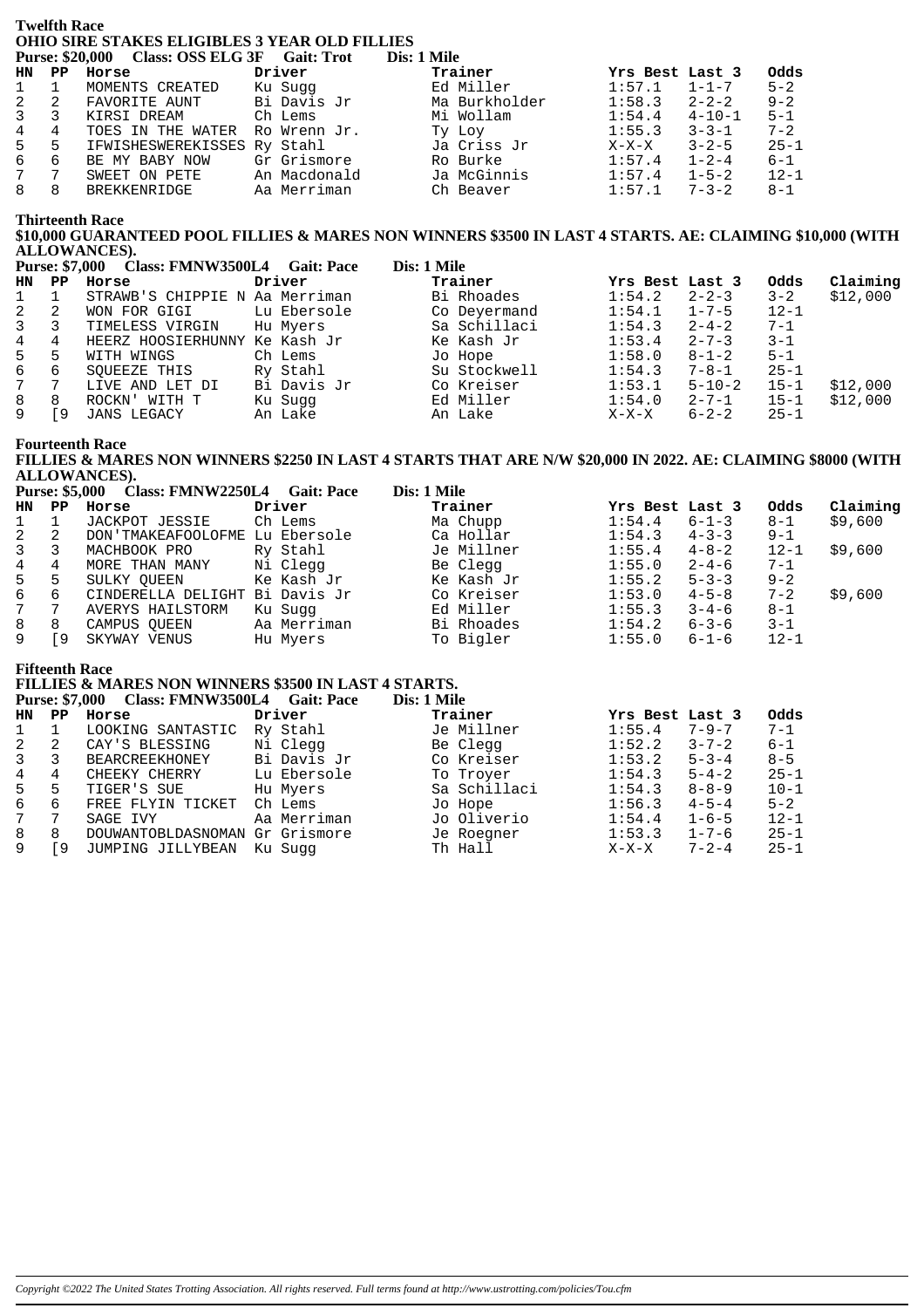## Twelfth Race

**OHIO SIRE STAKES ELIGIBLES 3 YEAR OLD FILLIES**

**Purse: $20,000 Class: OSS ELG 3F Gait: Trot Dis: 1 Mile**

| HN | PP | Horse | Driver | Trainer | Yrs Best | Last 3 | Odds |
|---|---|---|---|---|---|---|---|
| 1 | 1 | MOMENTS CREATED | Ku Sugg | Ed Miller | 1:57.1 | 1-1-7 | 5-2 |
| 2 | 2 | FAVORITE AUNT | Bi Davis Jr | Ma Burkholder | 1:58.3 | 2-2-2 | 9-2 |
| 3 | 3 | KIRSI DREAM | Ch Lems | Mi Wollam | 1:54.4 | 4-10-1 | 5-1 |
| 4 | 4 | TOES IN THE WATER | Ro Wrenn Jr. | Ty Loy | 1:55.3 | 3-3-1 | 7-2 |
| 5 | 5 | IFWISHESWEREKISSES | Ry Stahl | Ja Criss Jr | X-X-X | 3-2-5 | 25-1 |
| 6 | 6 | BE MY BABY NOW | Gr Grismore | Ro Burke | 1:57.4 | 1-2-4 | 6-1 |
| 7 | 7 | SWEET ON PETE | An Macdonald | Ja McGinnis | 1:57.4 | 1-5-2 | 12-1 |
| 8 | 8 | BREKKENRIDGE | Aa Merriman | Ch Beaver | 1:57.1 | 7-3-2 | 8-1 |

## Thirteenth Race

**$10,000 GUARANTEED POOL FILLIES & MARES NON WINNERS $3500 IN LAST 4 STARTS. AE: CLAIMING $10,000 (WITH ALLOWANCES).**

**Purse: $7,000 Class: FMNW3500L4 Gait: Pace Dis: 1 Mile**

| HN | PP | Horse | Driver | Trainer | Yrs Best | Last 3 | Odds | Claiming |
|---|---|---|---|---|---|---|---|---|
| 1 | 1 | STRAWB'S CHIPPIE N | Aa Merriman | Bi Rhoades | 1:54.2 | 2-2-3 | 3-2 | $12,000 |
| 2 | 2 | WON FOR GIGI | Lu Ebersole | Co Deyermand | 1:54.1 | 1-7-5 | 12-1 | |
| 3 | 3 | TIMELESS VIRGIN | Hu Myers | Sa Schillaci | 1:54.3 | 2-4-2 | 7-1 | |
| 4 | 4 | HEERZ HOOSIERHUNNY | Ke Kash Jr | Ke Kash Jr | 1:53.4 | 2-7-3 | 3-1 | |
| 5 | 5 | WITH WINGS | Ch Lems | Jo Hope | 1:58.0 | 8-1-2 | 5-1 | |
| 6 | 6 | SQUEEZE THIS | Ry Stahl | Su Stockwell | 1:54.3 | 7-8-1 | 25-1 | |
| 7 | 7 | LIVE AND LET DI | Bi Davis Jr | Co Kreiser | 1:53.1 | 5-10-2 | 15-1 | $12,000 |
| 8 | 8 | ROCKN' WITH T | Ku Sugg | Ed Miller | 1:54.0 | 2-7-1 | 15-1 | $12,000 |
| 9 | [9 | JANS LEGACY | An Lake | An Lake | X-X-X | 6-2-2 | 25-1 | |

## Fourteenth Race

**FILLIES & MARES NON WINNERS $2250 IN LAST 4 STARTS THAT ARE N/W $20,000 IN 2022. AE: CLAIMING $8000 (WITH ALLOWANCES).**

**Purse: $5,000 Class: FMNW2250L4 Gait: Pace Dis: 1 Mile**

| HN | PP | Horse | Driver | Trainer | Yrs Best | Last 3 | Odds | Claiming |
|---|---|---|---|---|---|---|---|---|
| 1 | 1 | JACKPOT JESSIE | Ch Lems | Ma Chupp | 1:54.4 | 6-1-3 | 8-1 | $9,600 |
| 2 | 2 | DON'TMAKEAFOOLOFME | Lu Ebersole | Ca Hollar | 1:54.3 | 4-3-3 | 9-1 | |
| 3 | 3 | MACHBOOK PRO | Ry Stahl | Je Millner | 1:55.4 | 4-8-2 | 12-1 | $9,600 |
| 4 | 4 | MORE THAN MANY | Ni Clegg | Be Clegg | 1:55.0 | 2-4-6 | 7-1 | |
| 5 | 5 | SULKY QUEEN | Ke Kash Jr | Ke Kash Jr | 1:55.2 | 5-3-3 | 9-2 | |
| 6 | 6 | CINDERELLA DELIGHT | Bi Davis Jr | Co Kreiser | 1:53.0 | 4-5-8 | 7-2 | $9,600 |
| 7 | 7 | AVERYS HAILSTORM | Ku Sugg | Ed Miller | 1:55.3 | 3-4-6 | 8-1 | |
| 8 | 8 | CAMPUS QUEEN | Aa Merriman | Bi Rhoades | 1:54.2 | 6-3-6 | 3-1 | |
| 9 | [9 | SKYWAY VENUS | Hu Myers | To Bigler | 1:55.0 | 6-1-6 | 12-1 | |

## Fifteenth Race

**FILLIES & MARES NON WINNERS $3500 IN LAST 4 STARTS.**

**Purse: $7,000 Class: FMNW3500L4 Gait: Pace Dis: 1 Mile**

| HN | PP | Horse | Driver | Trainer | Yrs Best | Last 3 | Odds |
|---|---|---|---|---|---|---|---|
| 1 | 1 | LOOKING SANTASTIC | Ry Stahl | Je Millner | 1:55.4 | 7-9-7 | 7-1 |
| 2 | 2 | CAY'S BLESSING | Ni Clegg | Be Clegg | 1:52.2 | 3-7-2 | 6-1 |
| 3 | 3 | BEARCREEKHONEY | Bi Davis Jr | Co Kreiser | 1:53.2 | 5-3-4 | 8-5 |
| 4 | 4 | CHEEKY CHERRY | Lu Ebersole | To Troyer | 1:54.3 | 5-4-2 | 25-1 |
| 5 | 5 | TIGER'S SUE | Hu Myers | Sa Schillaci | 1:54.3 | 8-8-9 | 10-1 |
| 6 | 6 | FREE FLYIN TICKET | Ch Lems | Jo Hope | 1:56.3 | 4-5-4 | 5-2 |
| 7 | 7 | SAGE IVY | Aa Merriman | Jo Oliverio | 1:54.4 | 1-6-5 | 12-1 |
| 8 | 8 | DOUWANTOBLDASNOMAN | Gr Grismore | Je Roegner | 1:53.3 | 1-7-6 | 25-1 |
| 9 | [9 | JUMPING JILLYBEAN | Ku Sugg | Th Hall | X-X-X | 7-2-4 | 25-1 |

*Copyright ©2022 The United States Trotting Association. All rights reserved. Full terms found at http://www.ustrotting.com/policies/Tou.cfm*